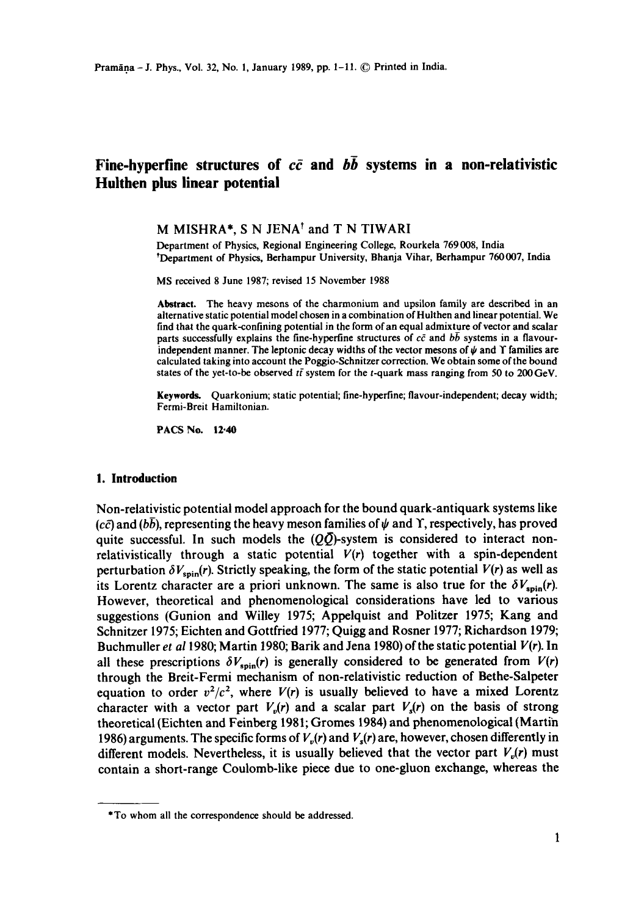# Fine-hyperfine structures of $c\bar{c}$ and $b\bar{b}$ systems in a non-relativistic Hulthen plus linear potential

M MISHRA*, S N JENA[†] and T N TIWARI

Department of Physics, Regional Engineering College, Rourkela 769 008, India
[†]Department of Physics, Berhampur University, Bhanja Vihar, Berhampur 760 007, India

MS received 8 June 1987; revised 15 November 1988

**Abstract.** The heavy mesons of the charmonium and upsilon family are described in an alternative static potential model chosen in a combination of Hulthen and linear potential. We find that the quark-confining potential in the form of an equal admixture of vector and scalar parts successfully explains the fine-hyperfine structures of $c\bar{c}$ and $b\bar{b}$ systems in a flavour-independent manner. The leptonic decay widths of the vector mesons of $\psi$ and $\Upsilon$ families are calculated taking into account the Poggio-Schnitzer correction. We obtain some of the bound states of the yet-to-be observed $t\bar{t}$ system for the $t$-quark mass ranging from 50 to 200 GeV.

**Keywords.** Quarkonium; static potential; fine-hyperfine; flavour-independent; decay width; Fermi-Breit Hamiltonian.

**PACS No.** 12·40

## 1. Introduction

Non-relativistic potential model approach for the bound quark-antiquark systems like $(c\bar{c})$ and $(b\bar{b})$, representing the heavy meson families of $\psi$ and $\Upsilon$, respectively, has proved quite successful. In such models the $(Q\bar{Q})$-system is considered to interact non-relativistically through a static potential $V(r)$ together with a spin-dependent perturbation $\delta V_{\text{spin}}(r)$. Strictly speaking, the form of the static potential $V(r)$ as well as its Lorentz character are a priori unknown. The same is also true for the $\delta V_{\text{spin}}(r)$. However, theoretical and phenomenological considerations have led to various suggestions (Gunion and Willey 1975; Appelquist and Politzer 1975; Kang and Schnitzer 1975; Eichten and Gottfried 1977; Quigg and Rosner 1977; Richardson 1979; Buchmuller *et al* 1980; Martin 1980; Barik and Jena 1980) of the static potential $V(r)$. In all these prescriptions $\delta V_{\text{spin}}(r)$ is generally considered to be generated from $V(r)$ through the Breit-Fermi mechanism of non-relativistic reduction of Bethe-Salpeter equation to order $v^2/c^2$, where $V(r)$ is usually believed to have a mixed Lorentz character with a vector part $V_v(r)$ and a scalar part $V_s(r)$ on the basis of strong theoretical (Eichten and Feinberg 1981; Gromes 1984) and phenomenological (Martin 1986) arguments. The specific forms of $V_v(r)$ and $V_s(r)$ are, however, chosen differently in different models. Nevertheless, it is usually believed that the vector part $V_v(r)$ must contain a short-range Coulomb-like piece due to one-gluon exchange, whereas the

*To whom all the correspondence should be addressed.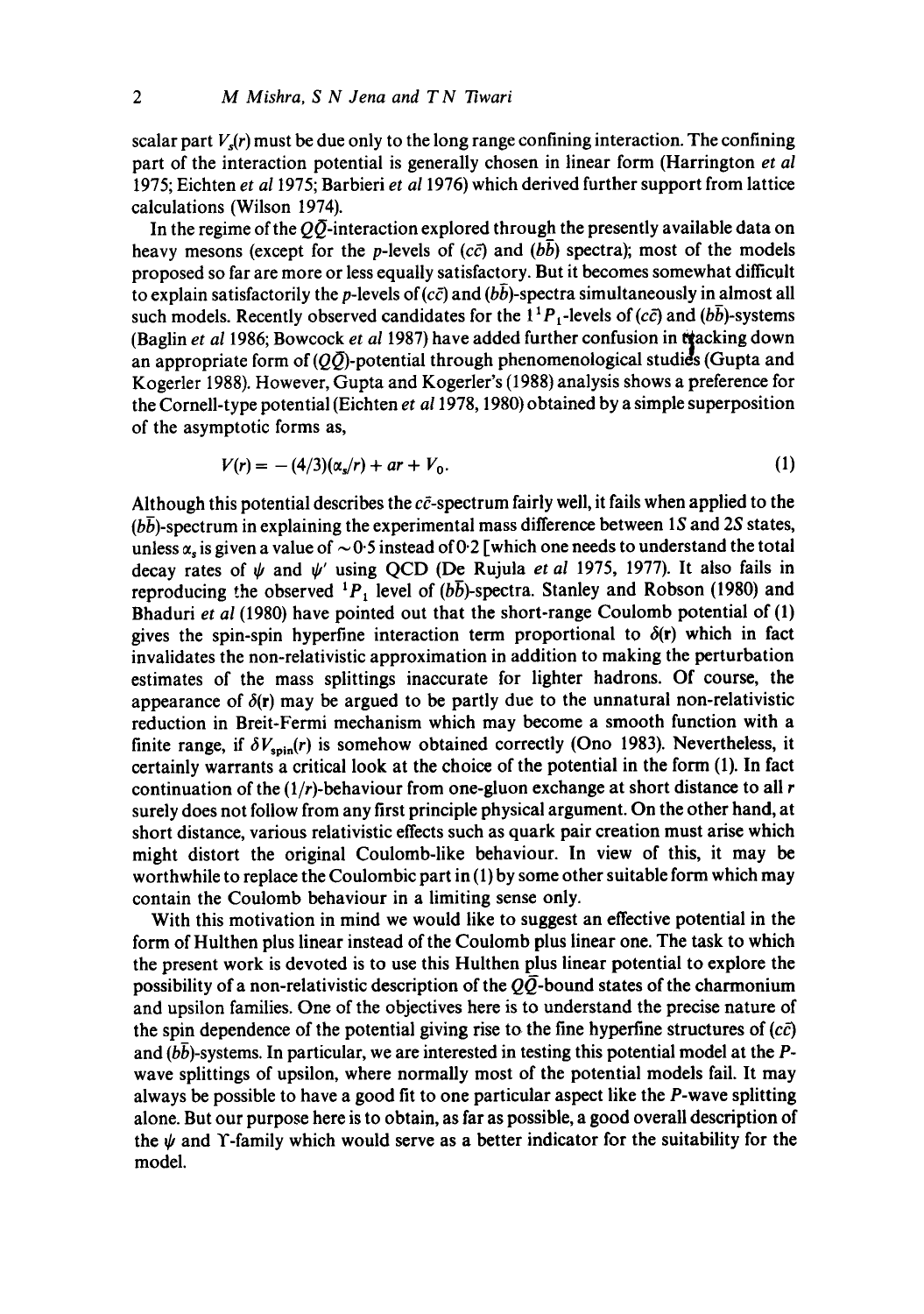scalar part $V_s(r)$ must be due only to the long range confining interaction. The confining part of the interaction potential is generally chosen in linear form (Harrington *et al* 1975; Eichten *et al* 1975; Barbieri *et al* 1976) which derived further support from lattice calculations (Wilson 1974).

In the regime of the $Q\bar{Q}$-interaction explored through the presently available data on heavy mesons (except for the p-levels of $(c\bar{c})$ and $(b\bar{b})$ spectra); most of the models proposed so far are more or less equally satisfactory. But it becomes somewhat difficult to explain satisfactorily the p-levels of $(c\bar{c})$ and $(b\bar{b})$-spectra simultaneously in almost all such models. Recently observed candidates for the $1^1P_1$-levels of $(c\bar{c})$ and $(b\bar{b})$-systems (Baglin *et al* 1986; Bowcock *et al* 1987) have added further confusion in tracking down an appropriate form of $(Q\bar{Q})$-potential through phenomenological studies (Gupta and Kogerler 1988). However, Gupta and Kogerler's (1988) analysis shows a preference for the Cornell-type potential (Eichten *et al* 1978, 1980) obtained by a simple superposition of the asymptotic forms as,

$$V(r) = -(4/3)(\alpha_s/r) + ar + V_0. \tag{1}$$

Although this potential describes the $c\bar{c}$-spectrum fairly well, it fails when applied to the $(b\bar{b})$-spectrum in explaining the experimental mass difference between 1S and 2S states, unless $\alpha_s$ is given a value of $\sim 0{\cdot}5$ instead of $0{\cdot}2$ [which one needs to understand the total decay rates of $\psi$ and $\psi'$ using QCD (De Rujula *et al* 1975, 1977). It also fails in reproducing the observed $^1P_1$ level of $(b\bar{b})$-spectra. Stanley and Robson (1980) and Bhaduri *et al* (1980) have pointed out that the short-range Coulomb potential of (1) gives the spin-spin hyperfine interaction term proportional to $\delta(\mathbf{r})$ which in fact invalidates the non-relativistic approximation in addition to making the perturbation estimates of the mass splittings inaccurate for lighter hadrons. Of course, the appearance of $\delta(\mathbf{r})$ may be argued to be partly due to the unnatural non-relativistic reduction in Breit-Fermi mechanism which may become a smooth function with a finite range, if $\delta V_{\text{spin}}(r)$ is somehow obtained correctly (Ono 1983). Nevertheless, it certainly warrants a critical look at the choice of the potential in the form (1). In fact continuation of the $(1/r)$-behaviour from one-gluon exchange at short distance to all $r$ surely does not follow from any first principle physical argument. On the other hand, at short distance, various relativistic effects such as quark pair creation must arise which might distort the original Coulomb-like behaviour. In view of this, it may be worthwhile to replace the Coulombic part in (1) by some other suitable form which may contain the Coulomb behaviour in a limiting sense only.

With this motivation in mind we would like to suggest an effective potential in the form of Hulthen plus linear instead of the Coulomb plus linear one. The task to which the present work is devoted is to use this Hulthen plus linear potential to explore the possibility of a non-relativistic description of the $Q\bar{Q}$-bound states of the charmonium and upsilon families. One of the objectives here is to understand the precise nature of the spin dependence of the potential giving rise to the fine hyperfine structures of $(c\bar{c})$ and $(b\bar{b})$-systems. In particular, we are interested in testing this potential model at the P-wave splittings of upsilon, where normally most of the potential models fail. It may always be possible to have a good fit to one particular aspect like the P-wave splitting alone. But our purpose here is to obtain, as far as possible, a good overall description of the $\psi$ and $\Upsilon$-family which would serve as a better indicator for the suitability for the model.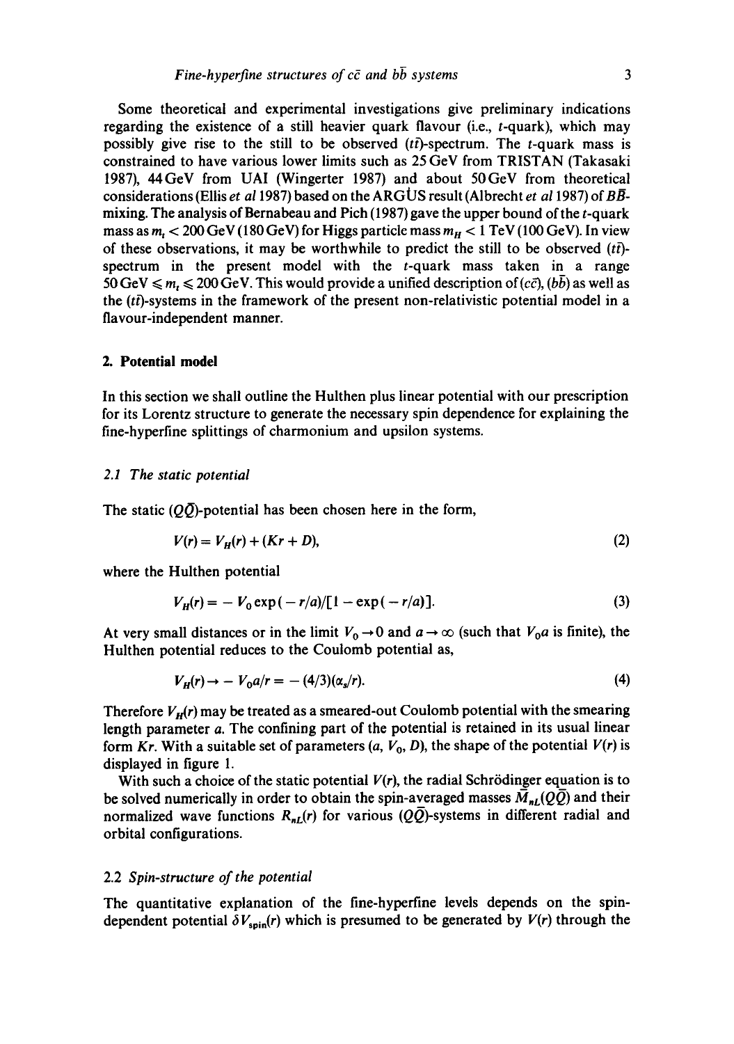Some theoretical and experimental investigations give preliminary indications regarding the existence of a still heavier quark flavour (i.e., $t$-quark), which may possibly give rise to the still to be observed $(t\bar{t})$-spectrum. The $t$-quark mass is constrained to have various lower limits such as 25 GeV from TRISTAN (Takasaki 1987), 44 GeV from UA1 (Wingerter 1987) and about 50 GeV from theoretical considerations (Ellis *et al* 1987) based on the ARGUS result (Albrecht *et al* 1987) of $B\bar{B}$-mixing. The analysis of Bernabeau and Pich (1987) gave the upper bound of the $t$-quark mass as $m_t < 200$ GeV (180 GeV) for Higgs particle mass $m_H < 1$ TeV (100 GeV). In view of these observations, it may be worthwhile to predict the still to be observed $(t\bar{t})$-spectrum in the present model with the $t$-quark mass taken in a range $50\,\text{GeV} \leqslant m_t \leqslant 200\,\text{GeV}$. This would provide a unified description of $(c\bar{c})$, $(b\bar{b})$ as well as the $(t\bar{t})$-systems in the framework of the present non-relativistic potential model in a flavour-independent manner.

## 2. Potential model

In this section we shall outline the Hulthen plus linear potential with our prescription for its Lorentz structure to generate the necessary spin dependence for explaining the fine-hyperfine splittings of charmonium and upsilon systems.

### 2.1 The static potential

The static $(Q\bar{Q})$-potential has been chosen here in the form,

$$V(r) = V_H(r) + (Kr + D), \tag{2}$$

where the Hulthen potential

$$V_H(r) = -V_0 \exp(-r/a)/[1 - \exp(-r/a)]. \tag{3}$$

At very small distances or in the limit $V_0 \to 0$ and $a \to \infty$ (such that $V_0 a$ is finite), the Hulthen potential reduces to the Coulomb potential as,

$$V_H(r) \to -V_0 a/r = -(4/3)(\alpha_s/r). \tag{4}$$

Therefore $V_H(r)$ may be treated as a smeared-out Coulomb potential with the smearing length parameter $a$. The confining part of the potential is retained in its usual linear form $Kr$. With a suitable set of parameters $(a, V_0, D)$, the shape of the potential $V(r)$ is displayed in figure 1.

With such a choice of the static potential $V(r)$, the radial Schrödinger equation is to be solved numerically in order to obtain the spin-averaged masses $\bar{M}_{nL}(Q\bar{Q})$ and their normalized wave functions $R_{nL}(r)$ for various $(Q\bar{Q})$-systems in different radial and orbital configurations.

### 2.2 Spin-structure of the potential

The quantitative explanation of the fine-hyperfine levels depends on the spin-dependent potential $\delta V_{\text{spin}}(r)$ which is presumed to be generated by $V(r)$ through the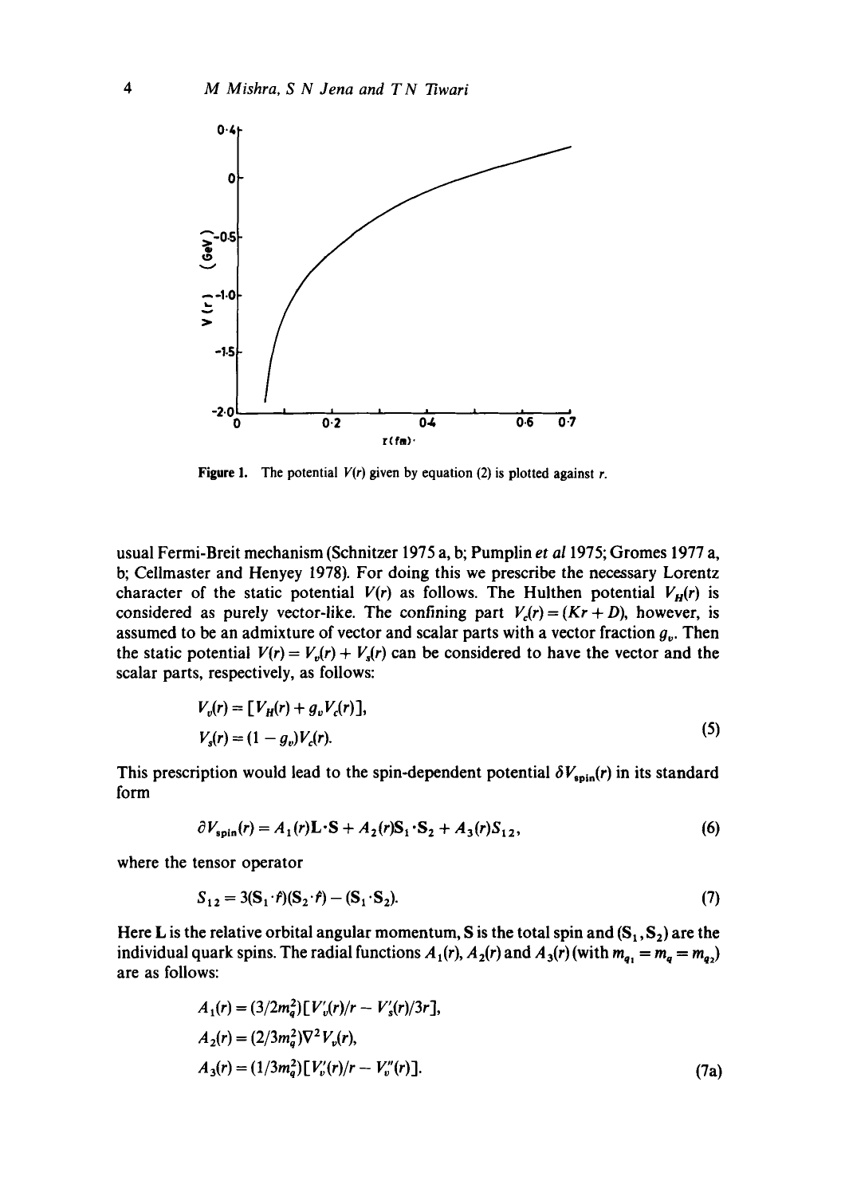Figure 1. The potential $V(r)$ given by equation (2) is plotted against $r$.

usual Fermi-Breit mechanism (Schnitzer 1975 a, b; Pumplin *et al* 1975; Gromes 1977 a, b; Cellmaster and Henyey 1978). For doing this we prescribe the necessary Lorentz character of the static potential $V(r)$ as follows. The Hulthen potential $V_H(r)$ is considered as purely vector-like. The confining part $V_c(r) = (Kr + D)$, however, is assumed to be an admixture of vector and scalar parts with a vector fraction $g_v$. Then the static potential $V(r) = V_v(r) + V_s(r)$ can be considered to have the vector and the scalar parts, respectively, as follows:

$$
\begin{aligned}
V_v(r) &= [V_H(r) + g_v V_c(r)], \\
V_s(r) &= (1 - g_v) V_c(r).
\end{aligned}
\tag{5}
$$

This prescription would lead to the spin-dependent potential $\delta V_{\text{spin}}(r)$ in its standard form

$$
\partial V_{\text{spin}}(r) = A_1(r)\mathbf{L}\cdot\mathbf{S} + A_2(r)\mathbf{S}_1\cdot\mathbf{S}_2 + A_3(r)S_{12}, \tag{6}
$$

where the tensor operator

$$
S_{12} = 3(\mathbf{S}_1\cdot\hat{r})(\mathbf{S}_2\cdot\hat{r}) - (\mathbf{S}_1\cdot\mathbf{S}_2). \tag{7}
$$

Here $\mathbf{L}$ is the relative orbital angular momentum, $\mathbf{S}$ is the total spin and $(\mathbf{S}_1, \mathbf{S}_2)$ are the individual quark spins. The radial functions $A_1(r)$, $A_2(r)$ and $A_3(r)$ (with $m_{q_1} = m_q = m_{q_2}$) are as follows:

$$
\begin{aligned}
A_1(r) &= (3/2m_q^2)[V_v'(r)/r - V_s'(r)/3r], \\
A_2(r) &= (2/3m_q^2)\nabla^2 V_v(r), \\
A_3(r) &= (1/3m_q^2)[V_v'(r)/r - V_v''(r)].
\end{aligned}
\tag{7a}
$$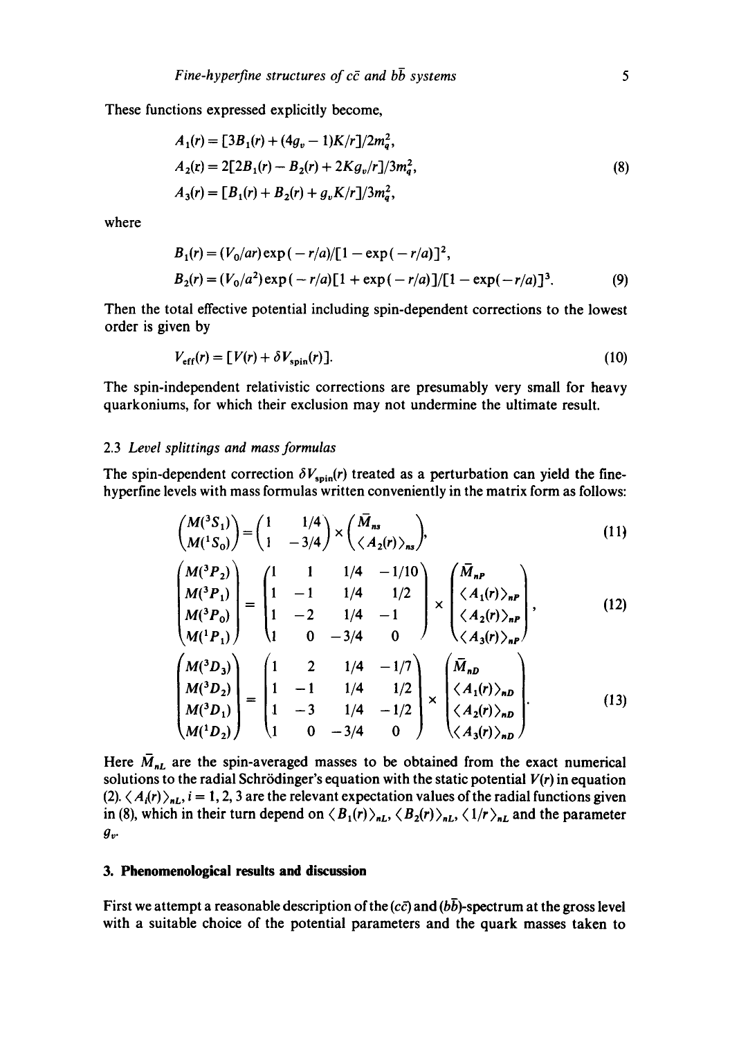These functions expressed explicitly become,

$$
\begin{aligned}
A_1(r) &= [3B_1(r) + (4g_v - 1)K/r]/2m_q^2, \\
A_2(r) &= 2[2B_1(r) - B_2(r) + 2Kg_v/r]/3m_q^2, \\
A_3(r) &= [B_1(r) + B_2(r) + g_v K/r]/3m_q^2,
\end{aligned}
\tag{8}
$$

where

$$
\begin{aligned}
B_1(r) &= (V_0/ar)\exp(-r/a)/[1-\exp(-r/a)]^2, \\
B_2(r) &= (V_0/a^2)\exp(-r/a)[1+\exp(-r/a)]/[1-\exp(-r/a)]^3.
\end{aligned}
\tag{9}
$$

Then the total effective potential including spin-dependent corrections to the lowest order is given by

$$
V_{\text{eff}}(r) = [V(r) + \delta V_{\text{spin}}(r)]. \tag{10}
$$

The spin-independent relativistic corrections are presumably very small for heavy quarkoniums, for which their exclusion may not undermine the ultimate result.

### 2.3 *Level splittings and mass formulas*

The spin-dependent correction $\delta V_{\text{spin}}(r)$ treated as a perturbation can yield the fine-hyperfine levels with mass formulas written conveniently in the matrix form as follows:

$$
\begin{pmatrix} M(^3S_1) \\ M(^1S_0) \end{pmatrix} = \begin{pmatrix} 1 & 1/4 \\ 1 & -3/4 \end{pmatrix} \times \begin{pmatrix} \bar{M}_{ns} \\ \langle A_2(r)\rangle_{ns} \end{pmatrix}, \tag{11}
$$

$$
\begin{pmatrix} M(^3P_2) \\ M(^3P_1) \\ M(^3P_0) \\ M(^1P_1) \end{pmatrix} = \begin{pmatrix} 1 & 1 & 1/4 & -1/10 \\ 1 & -1 & 1/4 & 1/2 \\ 1 & -2 & 1/4 & -1 \\ 1 & 0 & -3/4 & 0 \end{pmatrix} \times \begin{pmatrix} \bar{M}_{nP} \\ \langle A_1(r)\rangle_{nP} \\ \langle A_2(r)\rangle_{nP} \\ \langle A_3(r)\rangle_{nP} \end{pmatrix}, \tag{12}
$$

$$
\begin{pmatrix} M(^3D_3) \\ M(^3D_2) \\ M(^3D_1) \\ M(^1D_2) \end{pmatrix} = \begin{pmatrix} 1 & 2 & 1/4 & -1/7 \\ 1 & -1 & 1/4 & 1/2 \\ 1 & -3 & 1/4 & -1/2 \\ 1 & 0 & -3/4 & 0 \end{pmatrix} \times \begin{pmatrix} \bar{M}_{nD} \\ \langle A_1(r)\rangle_{nD} \\ \langle A_2(r)\rangle_{nD} \\ \langle A_3(r)\rangle_{nD} \end{pmatrix}. \tag{13}
$$

Here $\bar{M}_{nL}$ are the spin-averaged masses to be obtained from the exact numerical solutions to the radial Schrödinger's equation with the static potential $V(r)$ in equation (2). $\langle A_i(r)\rangle_{nL}$, $i = 1, 2, 3$ are the relevant expectation values of the radial functions given in (8), which in their turn depend on $\langle B_1(r)\rangle_{nL}$, $\langle B_2(r)\rangle_{nL}$, $\langle 1/r\rangle_{nL}$ and the parameter $g_v$.

## 3. Phenomenological results and discussion

First we attempt a reasonable description of the $(c\bar{c})$ and $(b\bar{b})$-spectrum at the gross level with a suitable choice of the potential parameters and the quark masses taken to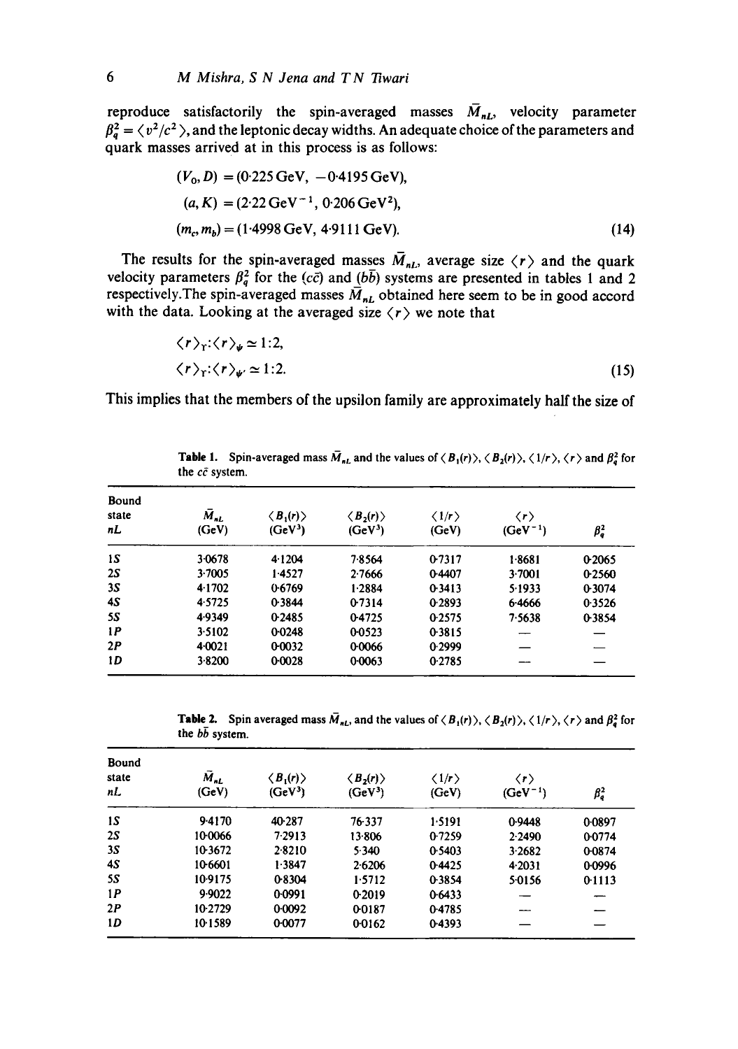reproduce satisfactorily the spin-averaged masses $\bar{M}_{nL}$, velocity parameter $\beta_q^2 = \langle v^2/c^2 \rangle$, and the leptonic decay widths. An adequate choice of the parameters and quark masses arrived at in this process is as follows:

$$
\begin{aligned}
(V_0, D) &= (0{\cdot}225\,\text{GeV},\ -0{\cdot}4195\,\text{GeV}),\\
(a, K) &= (2{\cdot}22\,\text{GeV}^{-1},\ 0{\cdot}206\,\text{GeV}^2),\\
(m_c, m_b) &= (1{\cdot}4998\,\text{GeV},\ 4{\cdot}9111\,\text{GeV}).
\end{aligned}
\tag{14}
$$

The results for the spin-averaged masses $\bar{M}_{nL}$, average size $\langle r \rangle$ and the quark velocity parameters $\beta_q^2$ for the $(c\bar{c})$ and $(b\bar{b})$ systems are presented in tables 1 and 2 respectively. The spin-averaged masses $\bar{M}_{nL}$ obtained here seem to be in good accord with the data. Looking at the averaged size $\langle r \rangle$ we note that

$$
\begin{aligned}
\langle r \rangle_{\Upsilon} : \langle r \rangle_{\psi} &\simeq 1:2,\\
\langle r \rangle_{\Upsilon'} : \langle r \rangle_{\psi'} &\simeq 1:2.
\end{aligned}
\tag{15}
$$

This implies that the members of the upsilon family are approximately half the size of

**Table 1.** Spin-averaged mass $\bar{M}_{nL}$ and the values of $\langle B_1(r) \rangle$, $\langle B_2(r) \rangle$, $\langle 1/r \rangle$, $\langle r \rangle$ and $\beta_q^2$ for the $c\bar{c}$ system.

| Bound state $nL$ | $\bar{M}_{nL}$ (GeV) | $\langle B_1(r) \rangle$ (GeV$^3$) | $\langle B_2(r) \rangle$ (GeV$^3$) | $\langle 1/r \rangle$ (GeV) | $\langle r \rangle$ (GeV$^{-1}$) | $\beta_q^2$ |
|---|---|---|---|---|---|---|
| 1S | 3·0678 | 4·1204 | 7·8564 | 0·7317 | 1·8681 | 0·2065 |
| 2S | 3·7005 | 1·4527 | 2·7666 | 0·4407 | 3·7001 | 0·2560 |
| 3S | 4·1702 | 0·6769 | 1·2884 | 0·3413 | 5·1933 | 0·3074 |
| 4S | 4·5725 | 0·3844 | 0·7314 | 0·2893 | 6·4666 | 0·3526 |
| 5S | 4·9349 | 0·2485 | 0·4725 | 0·2575 | 7·5638 | 0·3854 |
| 1P | 3·5102 | 0·0248 | 0·0523 | 0·3815 | — | — |
| 2P | 4·0021 | 0·0032 | 0·0066 | 0·2999 | — | — |
| 1D | 3·8200 | 0·0028 | 0·0063 | 0·2785 | — | — |

**Table 2.** Spin averaged mass $\bar{M}_{nL}$, and the values of $\langle B_1(r) \rangle$, $\langle B_2(r) \rangle$, $\langle 1/r \rangle$, $\langle r \rangle$ and $\beta_q^2$ for the $b\bar{b}$ system.

| Bound state $nL$ | $\bar{M}_{nL}$ (GeV) | $\langle B_1(r) \rangle$ (GeV$^3$) | $\langle B_2(r) \rangle$ (GeV$^3$) | $\langle 1/r \rangle$ (GeV) | $\langle r \rangle$ (GeV$^{-1}$) | $\beta_q^2$ |
|---|---|---|---|---|---|---|
| 1S | 9·4170 | 40·287 | 76·337 | 1·5191 | 0·9448 | 0·0897 |
| 2S | 10·0066 | 7·2913 | 13·806 | 0·7259 | 2·2490 | 0·0774 |
| 3S | 10·3672 | 2·8210 | 5·340 | 0·5403 | 3·2682 | 0·0874 |
| 4S | 10·6601 | 1·3847 | 2·6206 | 0·4425 | 4·2031 | 0·0996 |
| 5S | 10·9175 | 0·8304 | 1·5712 | 0·3854 | 5·0156 | 0·1113 |
| 1P | 9·9022 | 0·0991 | 0·2019 | 0·6433 | — | — |
| 2P | 10·2729 | 0·0092 | 0·0187 | 0·4785 | — | — |
| 1D | 10·1589 | 0·0077 | 0·0162 | 0·4393 | — | — |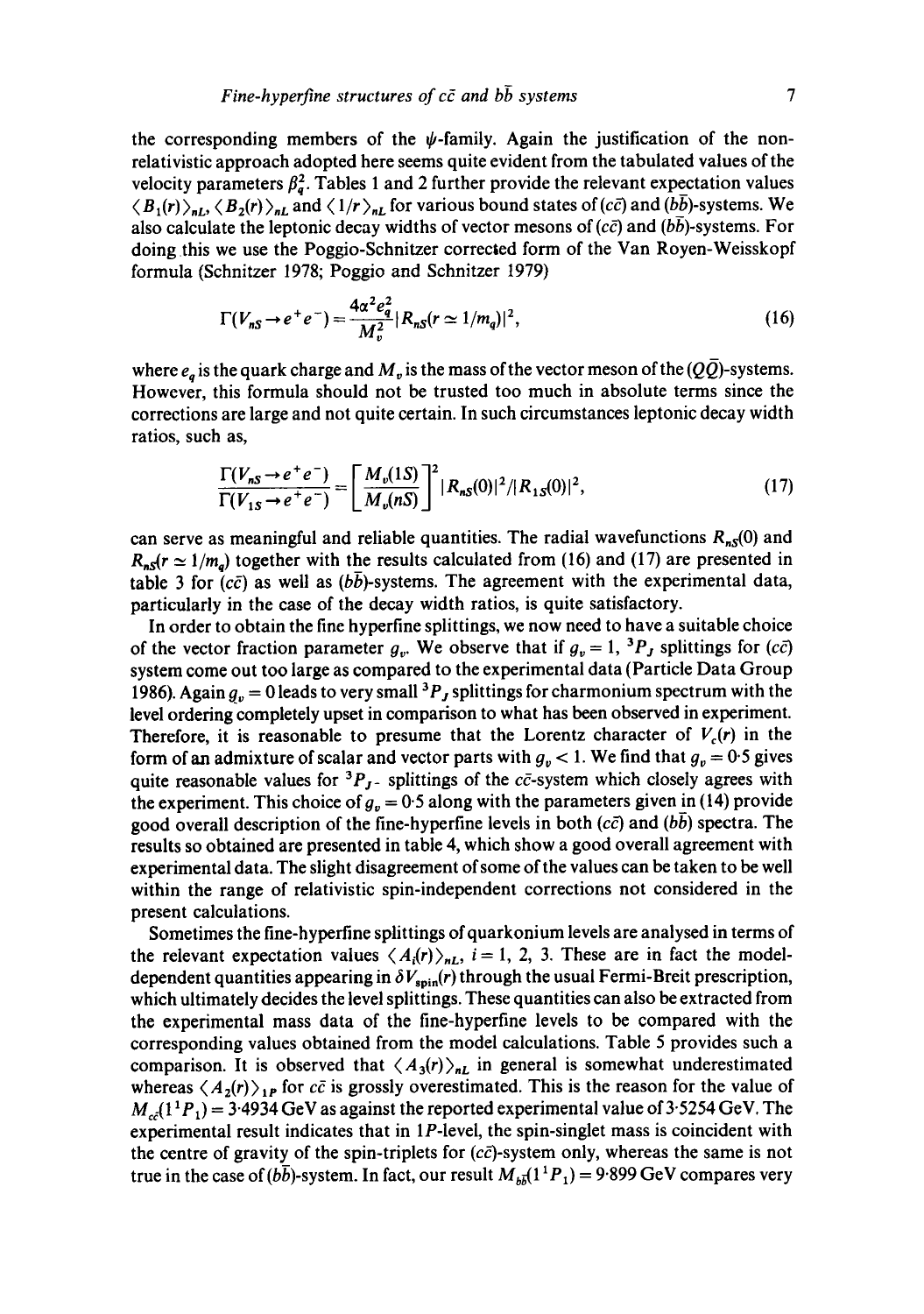the corresponding members of the $\psi$-family. Again the justification of the non-relativistic approach adopted here seems quite evident from the tabulated values of the velocity parameters $\beta_q^2$. Tables 1 and 2 further provide the relevant expectation values $\langle B_1(r)\rangle_{nL}$, $\langle B_2(r)\rangle_{nL}$ and $\langle 1/r\rangle_{nL}$ for various bound states of $(c\bar{c})$ and $(b\bar{b})$-systems. We also calculate the leptonic decay widths of vector mesons of $(c\bar{c})$ and $(b\bar{b})$-systems. For doing this we use the Poggio-Schnitzer corrected form of the Van Royen-Weisskopf formula (Schnitzer 1978; Poggio and Schnitzer 1979)

$$\Gamma(V_{nS} \to e^+e^-) = \frac{4\alpha^2 e_q^2}{M_v^2} |R_{nS}(r \simeq 1/m_q)|^2, \tag{16}$$

where $e_q$ is the quark charge and $M_v$ is the mass of the vector meson of the $(Q\bar{Q})$-systems. However, this formula should not be trusted too much in absolute terms since the corrections are large and not quite certain. In such circumstances leptonic decay width ratios, such as,

$$\frac{\Gamma(V_{nS} \to e^+e^-)}{\Gamma(V_{1S} \to e^+e^-)} = \left[\frac{M_v(1S)}{M_v(nS)}\right]^2 |R_{nS}(0)|^2 / |R_{1S}(0)|^2, \tag{17}$$

can serve as meaningful and reliable quantities. The radial wavefunctions $R_{nS}(0)$ and $R_{nS}(r \simeq 1/m_q)$ together with the results calculated from (16) and (17) are presented in table 3 for $(c\bar{c})$ as well as $(b\bar{b})$-systems. The agreement with the experimental data, particularly in the case of the decay width ratios, is quite satisfactory.

In order to obtain the fine hyperfine splittings, we now need to have a suitable choice of the vector fraction parameter $g_v$. We observe that if $g_v = 1$, ${}^3P_J$ splittings for $(c\bar{c})$ system come out too large as compared to the experimental data (Particle Data Group 1986). Again $g_v = 0$ leads to very small ${}^3P_J$ splittings for charmonium spectrum with the level ordering completely upset in comparison to what has been observed in experiment. Therefore, it is reasonable to presume that the Lorentz character of $V_c(r)$ in the form of an admixture of scalar and vector parts with $g_v < 1$. We find that $g_v = 0.5$ gives quite reasonable values for ${}^3P_J$- splittings of the $c\bar{c}$-system which closely agrees with the experiment. This choice of $g_v = 0.5$ along with the parameters given in (14) provide good overall description of the fine-hyperfine levels in both $(c\bar{c})$ and $(b\bar{b})$ spectra. The results so obtained are presented in table 4, which show a good overall agreement with experimental data. The slight disagreement of some of the values can be taken to be well within the range of relativistic spin-independent corrections not considered in the present calculations.

Sometimes the fine-hyperfine splittings of quarkonium levels are analysed in terms of the relevant expectation values $\langle A_i(r)\rangle_{nL}$, $i = 1, 2, 3$. These are in fact the model-dependent quantities appearing in $\delta V_{\text{spin}}(r)$ through the usual Fermi-Breit prescription, which ultimately decides the level splittings. These quantities can also be extracted from the experimental mass data of the fine-hyperfine levels to be compared with the corresponding values obtained from the model calculations. Table 5 provides such a comparison. It is observed that $\langle A_3(r)\rangle_{nL}$ in general is somewhat underestimated whereas $\langle A_2(r)\rangle_{1P}$ for $c\bar{c}$ is grossly overestimated. This is the reason for the value of $M_{c\bar{c}}(1\,{}^1P_1) = 3.4934$ GeV as against the reported experimental value of 3.5254 GeV. The experimental result indicates that in $1P$-level, the spin-singlet mass is coincident with the centre of gravity of the spin-triplets for $(c\bar{c})$-system only, whereas the same is not true in the case of $(b\bar{b})$-system. In fact, our result $M_{b\bar{b}}(1\,{}^1P_1) = 9.899$ GeV compares very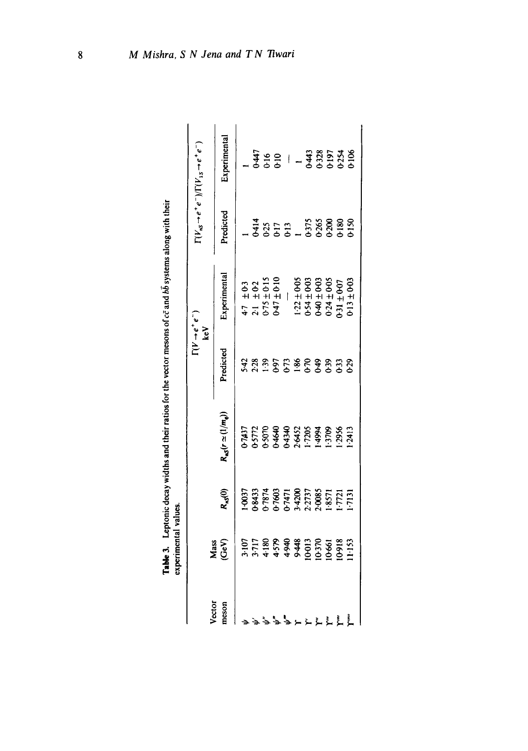**Table 3.** Leptonic decay widths and their ratios for the vector mesons of $c\bar{c}$ and $b\bar{b}$ systems along with their experimental values.

| Vector meson | Mass (GeV) | $R_{nS}(0)$ | $R_{nS}(r \simeq (1/m_q))$ | $\Gamma(V \to e^+e^-)$ keV | | $\Gamma(V_{nS} \to e^+e^-)/\Gamma(V_{1S} \to e^+e^-)$ | |
|---|---|---|---|---|---|---|---|
| | | | | Predicted | Experimental | Predicted | Experimental |
| $\psi$ | 3·107 | 1·0037 | 0·7437 | 5·42 | 4·7 $\pm$ 0·3 | 1 | 1 |
| $\psi'$ | 3·717 | 0·8433 | 0·5772 | 2·28 | 2·1 $\pm$ 0·2 | 0·414 | 0·447 |
| $\psi''$ | 4·180 | 0·7874 | 0·5070 | 1·39 | 0·75 $\pm$ 0·15 | 0·25 | 0·16 |
| $\psi'''$ | 4·579 | 0·7603 | 0·4640 | 0·97 | 0·47 $\pm$ 0·10 | 0·17 | 0·10 |
| $\psi''''$ | 4·940 | 0·7471 | 0·4340 | 0·73 | — | 0·13 | — |
| $\Upsilon$ | 9·448 | 3·4200 | 2·6452 | 1·86 | 1·22 $\pm$ 0·05 | 1 | 1 |
| $\Upsilon'$ | 10·013 | 2·2737 | 1·7205 | 0·70 | 0·54 $\pm$ 0·03 | 0·375 | 0·443 |
| $\Upsilon''$ | 10·370 | 2·0085 | 1·4994 | 0·49 | 0·40 $\pm$ 0·03 | 0·265 | 0·328 |
| $\Upsilon'''$ | 10·661 | 1·8571 | 1·3709 | 0·39 | 0·24 $\pm$ 0·05 | 0·200 | 0·197 |
| $\Upsilon''''$ | 10·918 | 1·7721 | 1·2956 | 0·33 | 0·31 $\pm$ 0·07 | 0·180 | 0·254 |
| $\Upsilon'''''$ | 11·153 | 1·7131 | 1·2413 | 0·29 | 0·13 $\pm$ 0·03 | 0·150 | 0·106 |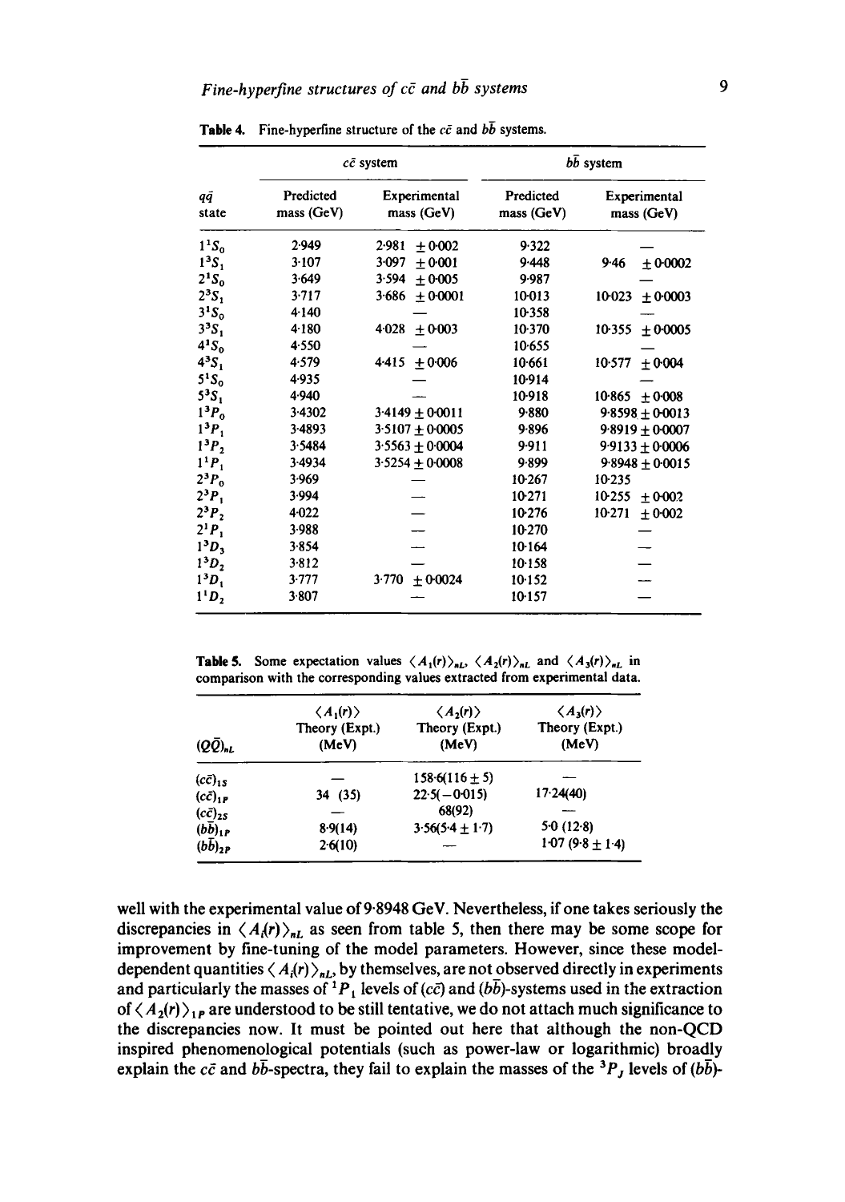**Table 4.** Fine-hyperfine structure of the $c\bar{c}$ and $b\bar{b}$ systems.

| $q\bar{q}$ state | $c\bar{c}$ system: Predicted mass (GeV) | $c\bar{c}$ system: Experimental mass (GeV) | $b\bar{b}$ system: Predicted mass (GeV) | $b\bar{b}$ system: Experimental mass (GeV) |
|---|---|---|---|---|
| $1^1S_0$ | 2·949 | 2·981 $\pm$0·002 | 9·322 | — |
| $1^3S_1$ | 3·107 | 3·097 $\pm$0·001 | 9·448 | 9·46 $\pm$0·0002 |
| $2^1S_0$ | 3·649 | 3·594 $\pm$0·005 | 9·987 | — |
| $2^3S_1$ | 3·717 | 3·686 $\pm$0·0001 | 10·013 | 10·023 $\pm$0·0003 |
| $3^1S_0$ | 4·140 | — | 10·358 | — |
| $3^3S_1$ | 4·180 | 4·028 $\pm$0·003 | 10·370 | 10·355 $\pm$0·0005 |
| $4^1S_0$ | 4·550 | — | 10·655 | — |
| $4^3S_1$ | 4·579 | 4·415 $\pm$0·006 | 10·661 | 10·577 $\pm$0·004 |
| $5^1S_0$ | 4·935 | — | 10·914 | — |
| $5^3S_1$ | 4·940 | — | 10·918 | 10·865 $\pm$0·008 |
| $1^3P_0$ | 3·4302 | 3·4149 $\pm$ 0·0011 | 9·880 | 9·8598 $\pm$ 0·0013 |
| $1^3P_1$ | 3·4893 | 3·5107 $\pm$ 0·0005 | 9·896 | 9·8919 $\pm$ 0·0007 |
| $1^3P_2$ | 3·5484 | 3·5563 $\pm$ 0·0004 | 9·911 | 9·9133 $\pm$ 0·0006 |
| $1^1P_1$ | 3·4934 | 3·5254 $\pm$ 0·0008 | 9·899 | 9·8948 $\pm$ 0·0015 |
| $2^3P_0$ | 3·969 | — | 10·267 | 10·235 |
| $2^3P_1$ | 3·994 | — | 10·271 | 10·255 $\pm$0·002 |
| $2^3P_2$ | 4·022 | — | 10·276 | 10·271 $\pm$0·002 |
| $2^1P_1$ | 3·988 | — | 10·270 | — |
| $1^3D_3$ | 3·854 | — | 10·164 | — |
| $1^3D_2$ | 3·812 | — | 10·158 | — |
| $1^3D_1$ | 3·777 | 3·770 $\pm$0·0024 | 10·152 | — |
| $1^1D_2$ | 3·807 | — | 10·157 | — |

**Table 5.** Some expectation values $\langle A_1(r)\rangle_{nL}$, $\langle A_2(r)\rangle_{nL}$ and $\langle A_3(r)\rangle_{nL}$ in comparison with the corresponding values extracted from experimental data.

| $(Q\bar{Q})_{nL}$ | $\langle A_1(r)\rangle$ Theory (Expt.) (MeV) | $\langle A_2(r)\rangle$ Theory (Expt.) (MeV) | $\langle A_3(r)\rangle$ Theory (Expt.) (MeV) |
|---|---|---|---|
| $(c\bar{c})_{1S}$ | — | 158·6(116 $\pm$ 5) | — |
| $(c\bar{c})_{1P}$ | 34 (35) | 22·5(−0·015) | 17·24(40) |
| $(c\bar{c})_{2S}$ | — | 68(92) | — |
| $(b\bar{b})_{1P}$ | 8·9(14) | 3·56(5·4 $\pm$ 1·7) | 5·0 (12·8) |
| $(b\bar{b})_{2P}$ | 2·6(10) | — | 1·07 (9·8 $\pm$ 1·4) |

well with the experimental value of 9·8948 GeV. Nevertheless, if one takes seriously the discrepancies in $\langle A_i(r)\rangle_{nL}$ as seen from table 5, then there may be some scope for improvement by fine-tuning of the model parameters. However, since these model-dependent quantities $\langle A_i(r)\rangle_{nL}$ by themselves, are not observed directly in experiments and particularly the masses of $^1P_1$ levels of $(c\bar{c})$ and $(b\bar{b})$-systems used in the extraction of $\langle A_2(r)\rangle_{1P}$ are understood to be still tentative, we do not attach much significance to the discrepancies now. It must be pointed out here that although the non-QCD inspired phenomenological potentials (such as power-law or logarithmic) broadly explain the $c\bar{c}$ and $b\bar{b}$-spectra, they fail to explain the masses of the $^3P_J$ levels of $(b\bar{b})$-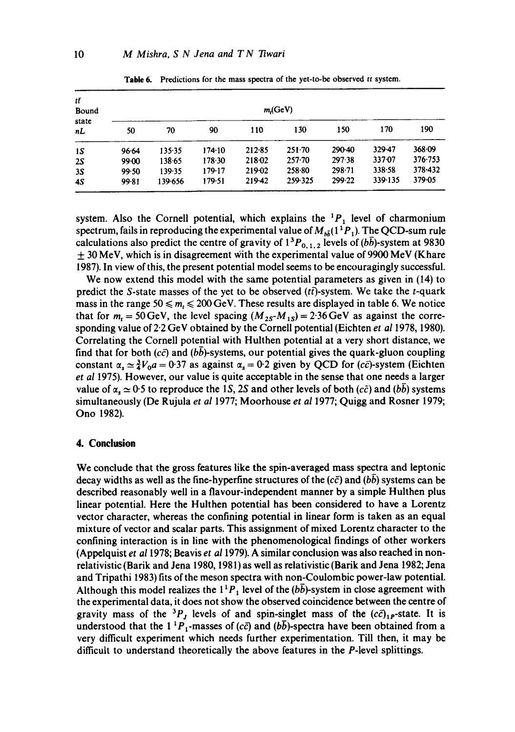Table 6. Predictions for the mass spectra of the yet-to-be observed $t\bar{t}$ system.

| $t\bar{t}$ Bound state $nL$ | $m_t$(GeV) | | | | | | | |
|---|---|---|---|---|---|---|---|---|
| | 50 | 70 | 90 | 110 | 130 | 150 | 170 | 190 |
| 1S | 96·64 | 135·35 | 174·10 | 212·85 | 251·70 | 290·40 | 329·47 | 368·09 |
| 2S | 99·00 | 138·65 | 178·30 | 218·02 | 257·70 | 297·38 | 337·07 | 376·753 |
| 3S | 99·50 | 139·35 | 179·17 | 219·02 | 258·80 | 298·71 | 338·58 | 378·432 |
| 4S | 99·81 | 139·656 | 179·51 | 219·42 | 259·325 | 299·22 | 339·135 | 379·05 |

system. Also the Cornell potential, which explains the ${}^1P_1$ level of charmonium spectrum, fails in reproducing the experimental value of $M_{b\bar{b}}(1\,{}^1P_1)$. The QCD-sum rule calculations also predict the centre of gravity of $1\,{}^3P_{0,1,2}$ levels of $(b\bar{b})$-system at 9830 $\pm$ 30 MeV, which is in disagreement with the experimental value of 9900 MeV (Khare 1987). In view of this, the present potential model seems to be encouragingly successful.

We now extend this model with the same potential parameters as given in (14) to predict the $S$-state masses of the yet to be observed $(t\bar{t})$-system. We take the $t$-quark mass in the range $50 \leqslant m_t \leqslant 200$ GeV. These results are displayed in table 6. We notice that for $m_t = 50$ GeV, the level spacing $(M_{2S}\text{-}M_{1S}) = 2{\cdot}36$ GeV as against the corresponding value of 2·2 GeV obtained by the Cornell potential (Eichten *et al* 1978, 1980). Correlating the Cornell potential with Hulthen potential at a very short distance, we find that for both $(c\bar{c})$ and $(b\bar{b})$-systems, our potential gives the quark-gluon coupling constant $\alpha_s \simeq \frac{3}{4}V_0 a = 0{\cdot}37$ as against $\alpha_s = 0{\cdot}2$ given by QCD for $(c\bar{c})$-system (Eichten *et al* 1975). However, our value is quite acceptable in the sense that one needs a larger value of $\alpha_s \simeq 0{\cdot}5$ to reproduce the 1S, 2S and other levels of both $(c\bar{c})$ and $(b\bar{b})$ systems simultaneously (De Rujula *et al* 1977; Moorhouse *et al* 1977; Quigg and Rosner 1979; Ono 1982).

## 4. Conclusion

We conclude that the gross features like the spin-averaged mass spectra and leptonic decay widths as well as the fine-hyperfine structures of the $(c\bar{c})$ and $(b\bar{b})$ systems can be described reasonably well in a flavour-independent manner by a simple Hulthen plus linear potential. Here the Hulthen potential has been considered to have a Lorentz vector character, whereas the confining potential in linear form is taken as an equal mixture of vector and scalar parts. This assignment of mixed Lorentz character to the confining interaction is in line with the phenomenological findings of other workers (Appelquist *et al* 1978; Beavis *et al* 1979). A similar conclusion was also reached in non-relativistic (Barik and Jena 1980, 1981) as well as relativistic (Barik and Jena 1982; Jena and Tripathi 1983) fits of the meson spectra with non-Coulombic power-law potential. Although this model realizes the $1\,{}^1P_1$ level of the $(b\bar{b})$-system in close agreement with the experimental data, it does not show the observed coincidence between the centre of gravity mass of the ${}^3P_J$ levels of and spin-singlet mass of the $(c\bar{c})_{1P}$-state. It is understood that the $1\,{}^1P_1$-masses of $(c\bar{c})$ and $(b\bar{b})$-spectra have been obtained from a very difficult experiment which needs further experimentation. Till then, it may be difficult to understand theoretically the above features in the $P$-level splittings.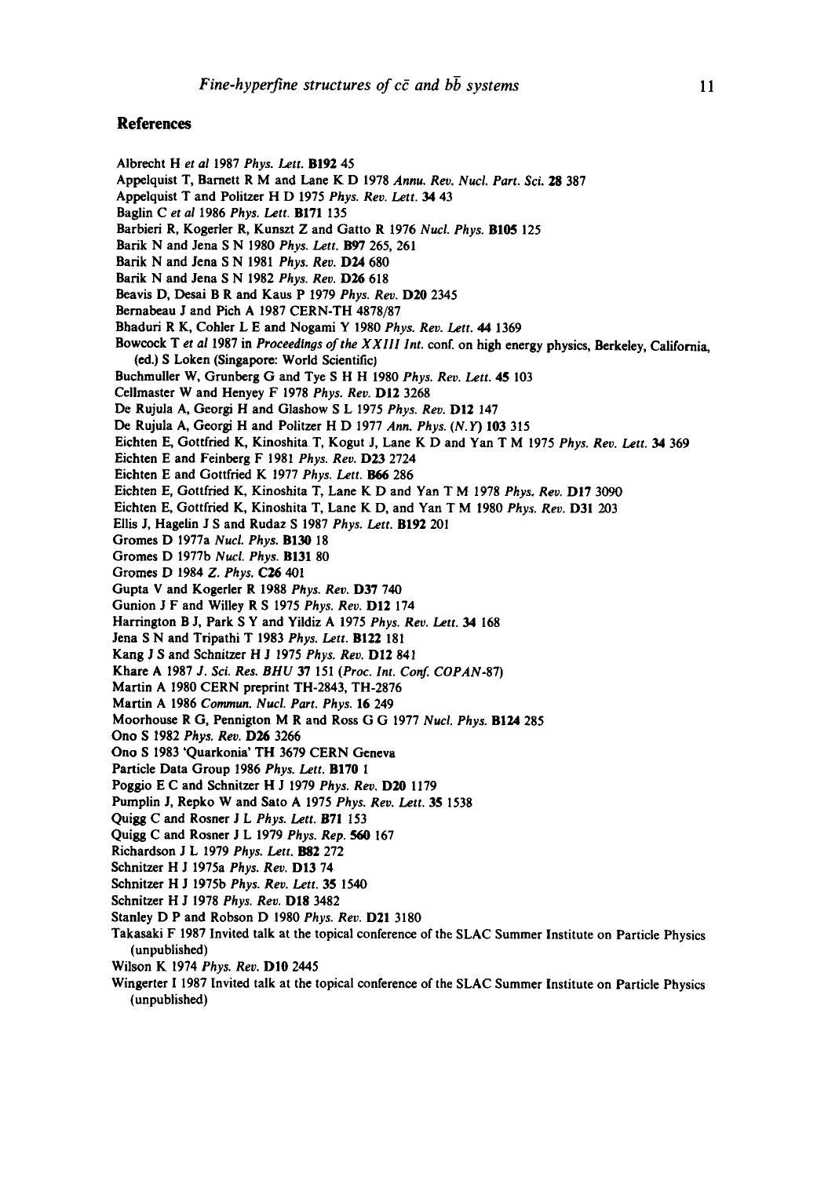## References

Albrecht H *et al* 1987 *Phys. Lett.* **B192** 45

Appelquist T, Barnett R M and Lane K D 1978 *Annu. Rev. Nucl. Part. Sci.* **28** 387

Appelquist T and Politzer H D 1975 *Phys. Rev. Lett.* **34** 43

Baglin C *et al* 1986 *Phys. Lett.* **B171** 135

Barbieri R, Kogerler R, Kunszt Z and Gatto R 1976 *Nucl. Phys.* **B105** 125

Barik N and Jena S N 1980 *Phys. Lett.* **B97** 265, 261

Barik N and Jena S N 1981 *Phys. Rev.* **D24** 680

Barik N and Jena S N 1982 *Phys. Rev.* **D26** 618

Beavis D, Desai B R and Kaus P 1979 *Phys. Rev.* **D20** 2345

Bernabeau J and Pich A 1987 CERN-TH 4878/87

Bhaduri R K, Cohler L E and Nogami Y 1980 *Phys. Rev. Lett.* **44** 1369

Bowcock T *et al* 1987 in *Proceedings of the XXIII Int.* conf. on high energy physics, Berkeley, California, (ed.) S Loken (Singapore: World Scientific)

Buchmuller W, Grunberg G and Tye S H H 1980 *Phys. Rev. Lett.* **45** 103

Cellmaster W and Henyey F 1978 *Phys. Rev.* **D12** 3268

De Rujula A, Georgi H and Glashow S L 1975 *Phys. Rev.* **D12** 147

De Rujula A, Georgi H and Politzer H D 1977 *Ann. Phys. (N.Y)* **103** 315

Eichten E, Gottfried K, Kinoshita T, Kogut J, Lane K D and Yan T M 1975 *Phys. Rev. Lett.* **34** 369

Eichten E and Feinberg F 1981 *Phys. Rev.* **D23** 2724

Eichten E and Gottfried K 1977 *Phys. Lett.* **B66** 286

Eichten E, Gottfried K, Kinoshita T, Lane K D and Yan T M 1978 *Phys. Rev.* **D17** 3090

Eichten E, Gottfried K, Kinoshita T, Lane K D, and Yan T M 1980 *Phys. Rev.* **D31** 203

Ellis J, Hagelin J S and Rudaz S 1987 *Phys. Lett.* **B192** 201

Gromes D 1977a *Nucl. Phys.* **B130** 18

Gromes D 1977b *Nucl. Phys.* **B131** 80

Gromes D 1984 *Z. Phys.* **C26** 401

Gupta V and Kogerler R 1988 *Phys. Rev.* **D37** 740

Gunion J F and Willey R S 1975 *Phys. Rev.* **D12** 174

Harrington B J, Park S Y and Yildiz A 1975 *Phys. Rev. Lett.* **34** 168

Jena S N and Tripathi T 1983 *Phys. Lett.* **B122** 181

Kang J S and Schnitzer H J 1975 *Phys. Rev.* **D12** 841

Khare A 1987 *J. Sci. Res. BHU* **37** 151 (*Proc. Int. Conf. COPAN-87*)

Martin A 1980 CERN preprint TH-2843, TH-2876

Martin A 1986 *Commun. Nucl. Part. Phys.* **16** 249

Moorhouse R G, Pennington M R and Ross G G 1977 *Nucl. Phys.* **B124** 285

Ono S 1982 *Phys. Rev.* **D26** 3266

Ono S 1983 'Quarkonia' TH 3679 CERN Geneva

Particle Data Group 1986 *Phys. Lett.* **B170** 1

Poggio E C and Schnitzer H J 1979 *Phys. Rev.* **D20** 1179

Pumplin J, Repko W and Sato A 1975 *Phys. Rev. Lett.* **35** 1538

Quigg C and Rosner J L *Phys. Lett.* **B71** 153

Quigg C and Rosner J L 1979 *Phys. Rep.* **560** 167

Richardson J L 1979 *Phys. Lett.* **B82** 272

Schnitzer H J 1975a *Phys. Rev.* **D13** 74

Schnitzer H J 1975b *Phys. Rev. Lett.* **35** 1540

Schnitzer H J 1978 *Phys. Rev.* **D18** 3482

Stanley D P and Robson D 1980 *Phys. Rev.* **D21** 3180

Takasaki F 1987 Invited talk at the topical conference of the SLAC Summer Institute on Particle Physics (unpublished)

Wilson K 1974 *Phys. Rev.* **D10** 2445

Wingerter I 1987 Invited talk at the topical conference of the SLAC Summer Institute on Particle Physics (unpublished)